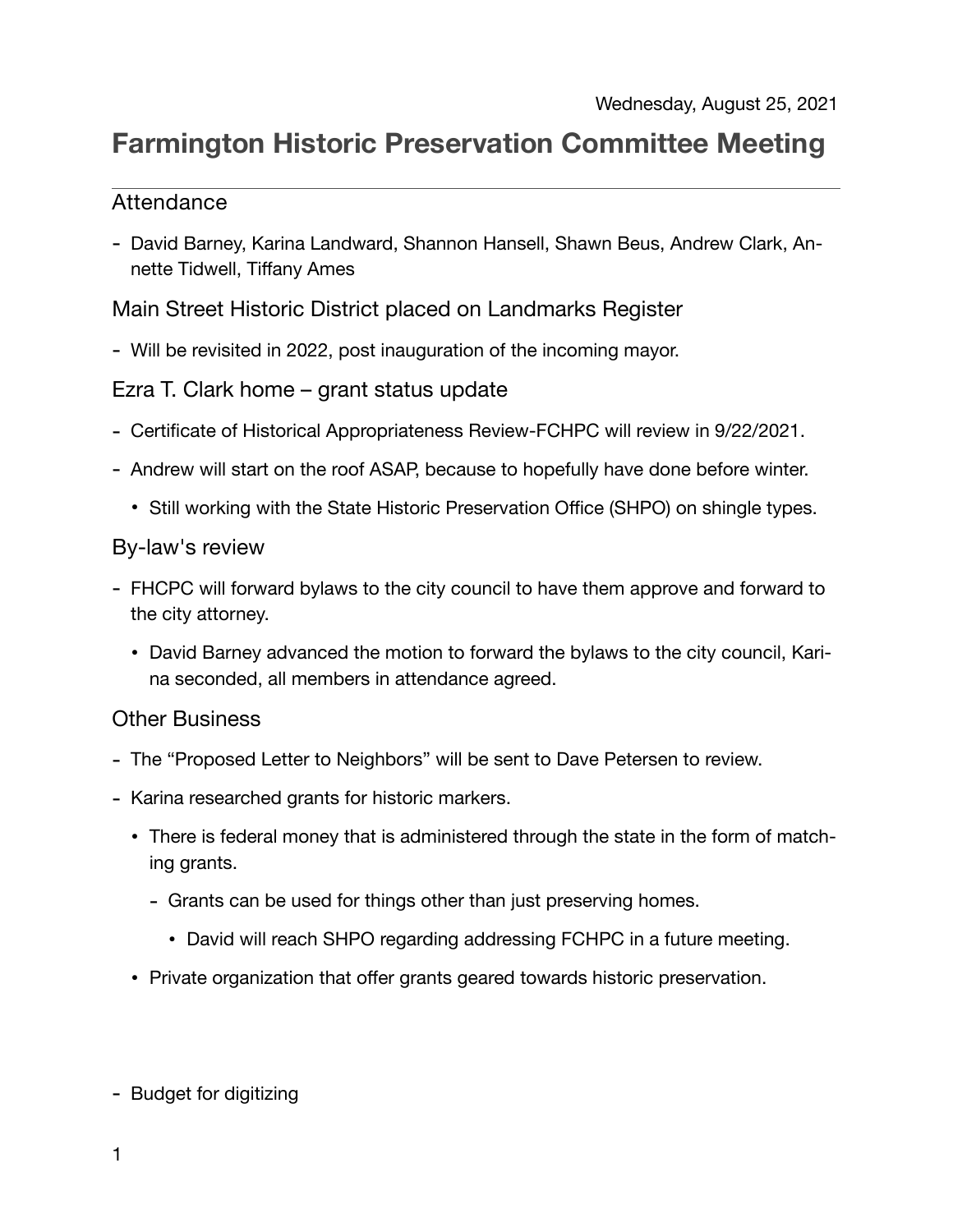Wednesday, August 25, 2021

# Farmington Historic Preservation Committee Meeting

## Attendance

- David Barney, Karina Landward, Shannon Hansell, Shawn Beus, Andrew Clark, Annette Tidwell, Tiffany Ames

## Main Street Historic District placed on Landmarks Register

- Will be revisited in 2022, post inauguration of the incoming mayor.

## Ezra T. Clark home – grant status update

- Certificate of Historical Appropriateness Review-FCHPC will review in 9/22/2021.
- Andrew will start on the roof ASAP, because to hopefully have done before winter.
  - Still working with the State Historic Preservation Office (SHPO) on shingle types.

## By-law's review

- FHCPC will forward bylaws to the city council to have them approve and forward to the city attorney.
  - David Barney advanced the motion to forward the bylaws to the city council, Karina seconded, all members in attendance agreed.

## Other Business

- The "Proposed Letter to Neighbors" will be sent to Dave Petersen to review.
- Karina researched grants for historic markers.
  - There is federal money that is administered through the state in the form of matching grants.
    - Grants can be used for things other than just preserving homes.
      - David will reach SHPO regarding addressing FCHPC in a future meeting.
  - Private organization that offer grants geared towards historic preservation.

- Budget for digitizing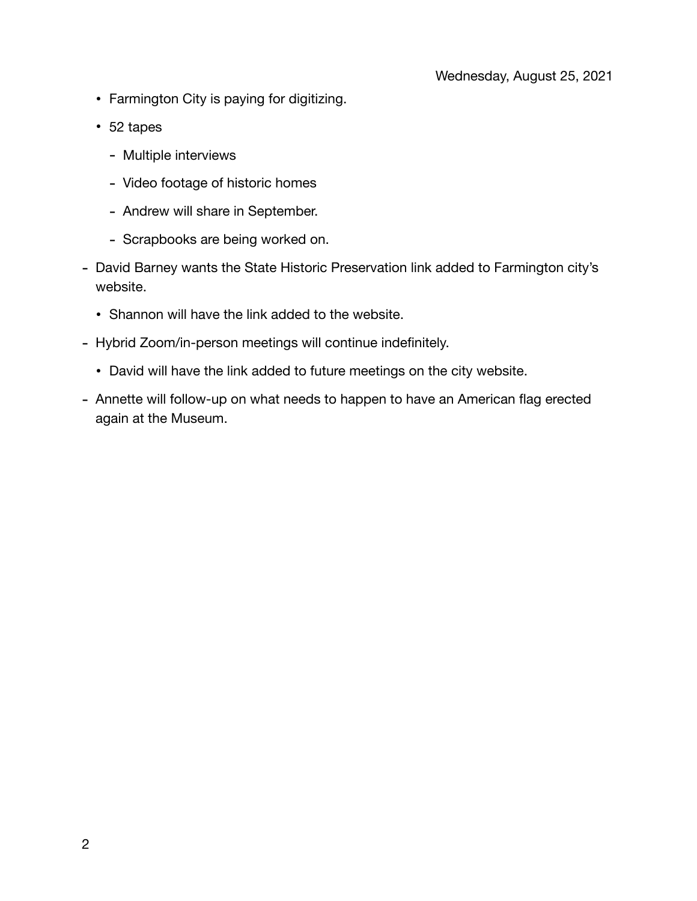- Farmington City is paying for digitizing.
- 52 tapes
    - Multiple interviews
    - Video footage of historic homes
    - Andrew will share in September.
    - Scrapbooks are being worked on.

- David Barney wants the State Historic Preservation link added to Farmington city's website.
    - Shannon will have the link added to the website.
- Hybrid Zoom/in-person meetings will continue indefinitely.
    - David will have the link added to future meetings on the city website.
- Annette will follow-up on what needs to happen to have an American flag erected again at the Museum.